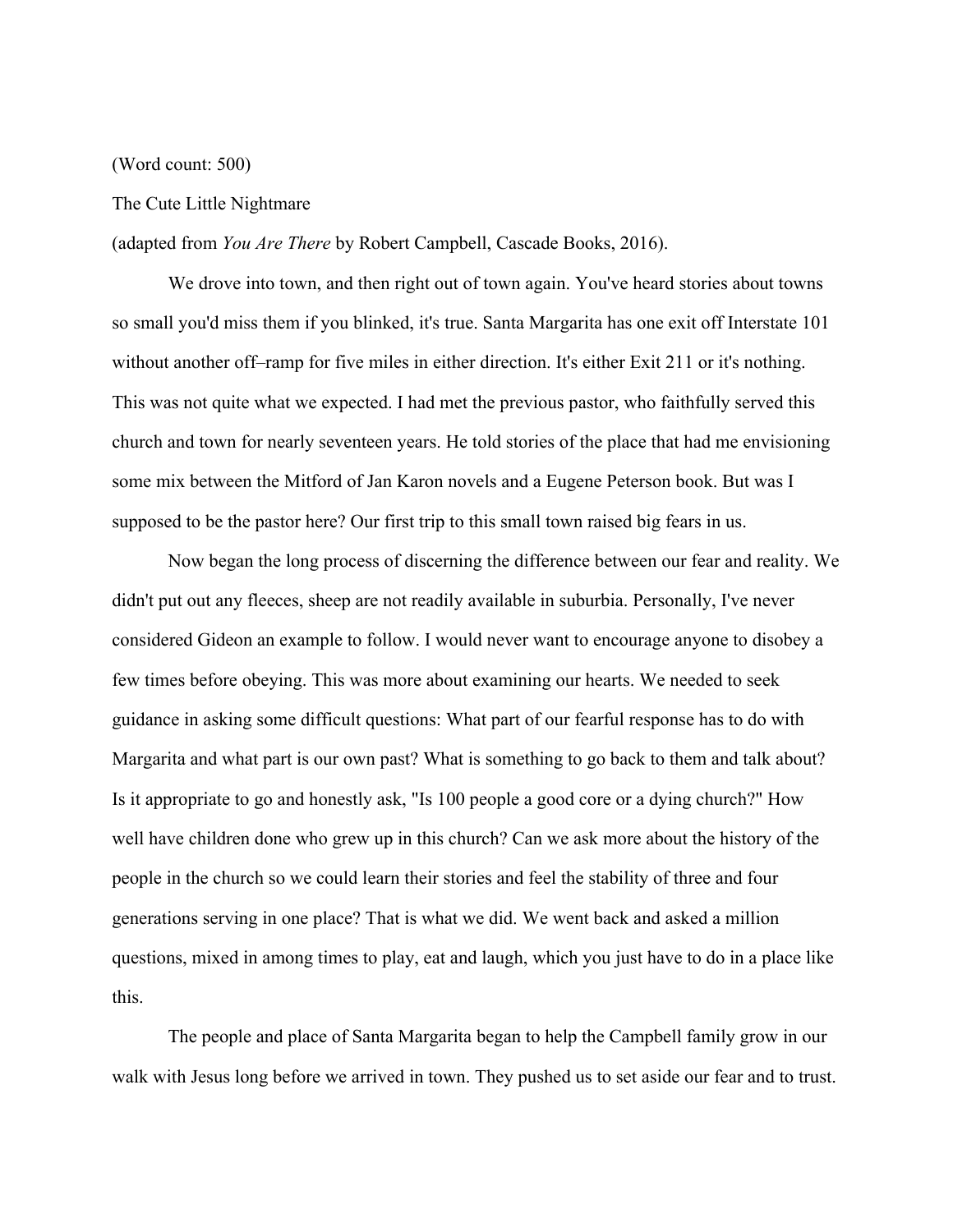(Word count: 500)

The Cute Little Nightmare

(adapted from *You Are There* by Robert Campbell, Cascade Books, 2016).

We drove into town, and then right out of town again. You've heard stories about towns so small you'd miss them if you blinked, it's true. Santa Margarita has one exit off Interstate 101 without another off–ramp for five miles in either direction. It's either Exit 211 or it's nothing. This was not quite what we expected. I had met the previous pastor, who faithfully served this church and town for nearly seventeen years. He told stories of the place that had me envisioning some mix between the Mitford of Jan Karon novels and a Eugene Peterson book. But was I supposed to be the pastor here? Our first trip to this small town raised big fears in us.

Now began the long process of discerning the difference between our fear and reality. We didn't put out any fleeces, sheep are not readily available in suburbia. Personally, I've never considered Gideon an example to follow. I would never want to encourage anyone to disobey a few times before obeying. This was more about examining our hearts. We needed to seek guidance in asking some difficult questions: What part of our fearful response has to do with Margarita and what part is our own past? What is something to go back to them and talk about? Is it appropriate to go and honestly ask, "Is 100 people a good core or a dying church?" How well have children done who grew up in this church? Can we ask more about the history of the people in the church so we could learn their stories and feel the stability of three and four generations serving in one place? That is what we did. We went back and asked a million questions, mixed in among times to play, eat and laugh, which you just have to do in a place like this.

The people and place of Santa Margarita began to help the Campbell family grow in our walk with Jesus long before we arrived in town. They pushed us to set aside our fear and to trust.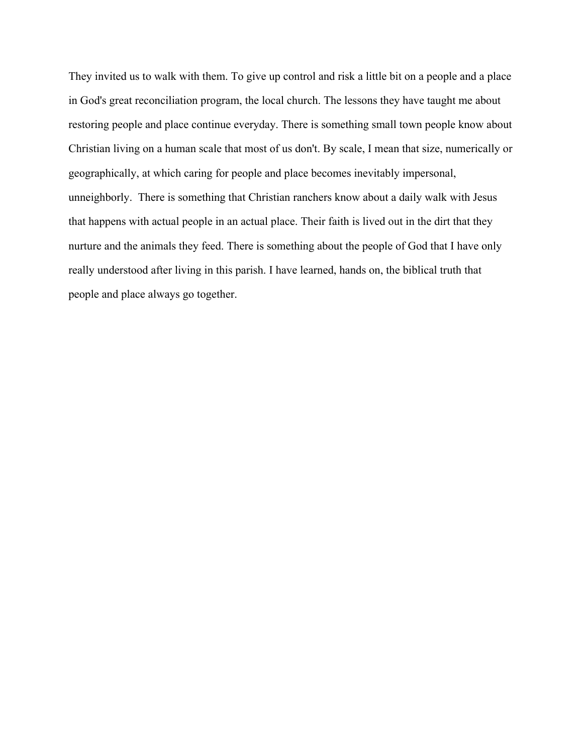They invited us to walk with them. To give up control and risk a little bit on a people and a place in God's great reconciliation program, the local church. The lessons they have taught me about restoring people and place continue everyday. There is something small town people know about Christian living on a human scale that most of us don't. By scale, I mean that size, numerically or geographically, at which caring for people and place becomes inevitably impersonal, unneighborly. There is something that Christian ranchers know about a daily walk with Jesus that happens with actual people in an actual place. Their faith is lived out in the dirt that they nurture and the animals they feed. There is something about the people of God that I have only really understood after living in this parish. I have learned, hands on, the biblical truth that people and place always go together.